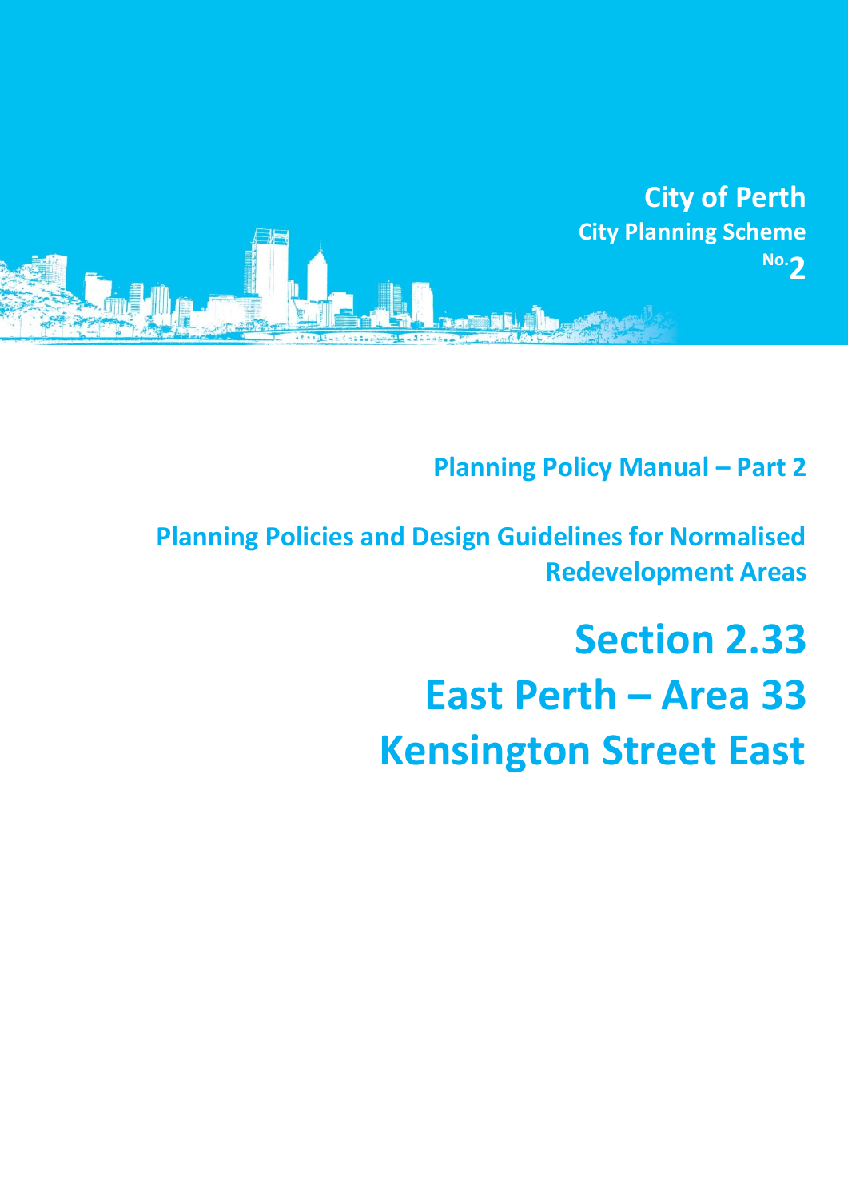City of Perth

City Planning Scheme No. 2

## Planning Policy Manual – Part 2

## Planning Policies and Design Guidelines for Normalised Redevelopment Areas

# Section 2.33
# East Perth – Area 33
# Kensington Street East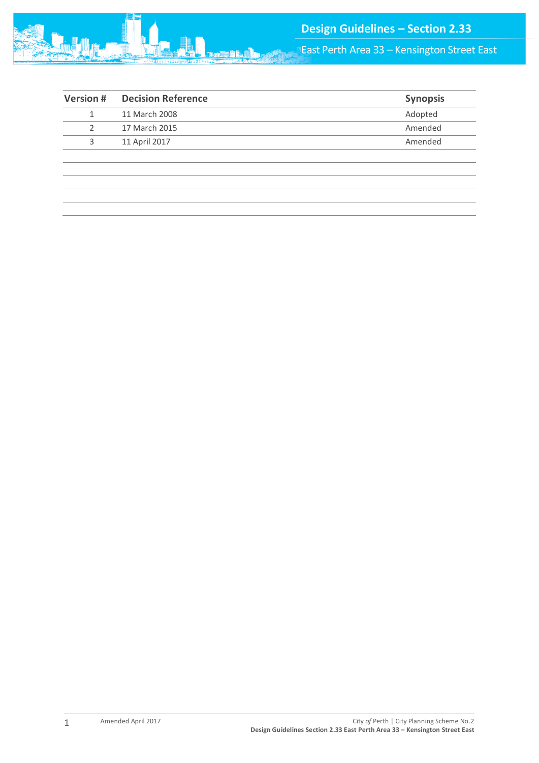| Version # | Decision Reference | Synopsis |
|---|---|---|
| 1 | 11 March 2008 | Adopted |
| 2 | 17 March 2015 | Amended |
| 3 | 11 April 2017 | Amended |
| | | |
| | | |
| | | |
| | | |
| | | |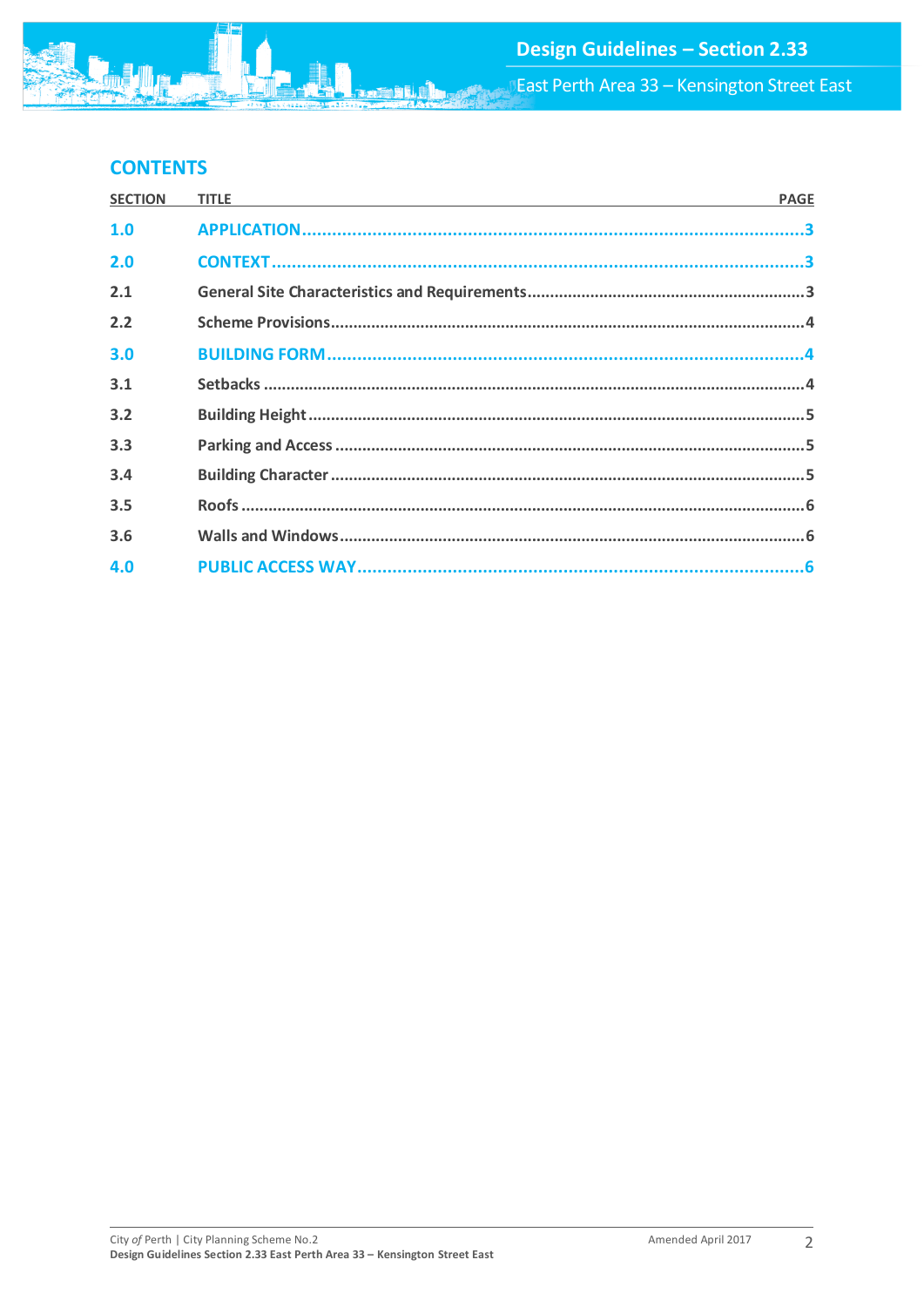## CONTENTS

| SECTION | TITLE | PAGE |
| --- | --- | --- |
| **1.0** | **APPLICATION** | **3** |
| **2.0** | **CONTEXT** | **3** |
| 2.1 | General Site Characteristics and Requirements | 3 |
| 2.2 | Scheme Provisions | 4 |
| **3.0** | **BUILDING FORM** | **4** |
| 3.1 | Setbacks | 4 |
| 3.2 | Building Height | 5 |
| 3.3 | Parking and Access | 5 |
| 3.4 | Building Character | 5 |
| 3.5 | Roofs | 6 |
| 3.6 | Walls and Windows | 6 |
| **4.0** | **PUBLIC ACCESS WAY** | **6** |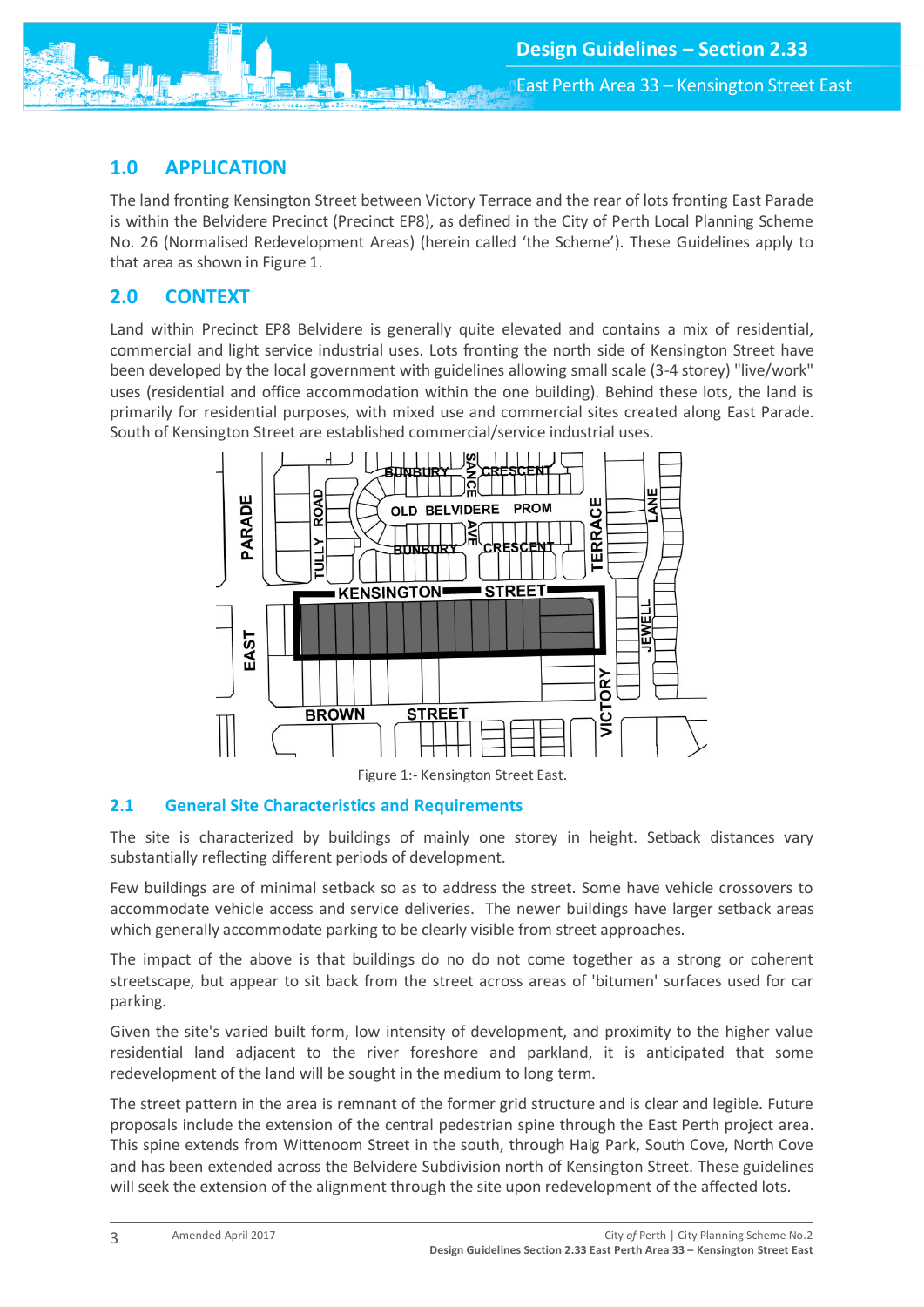## 1.0 APPLICATION

The land fronting Kensington Street between Victory Terrace and the rear of lots fronting East Parade is within the Belvidere Precinct (Precinct EP8), as defined in the City of Perth Local Planning Scheme No. 26 (Normalised Redevelopment Areas) (herein called 'the Scheme'). These Guidelines apply to that area as shown in Figure 1.

## 2.0 CONTEXT

Land within Precinct EP8 Belvidere is generally quite elevated and contains a mix of residential, commercial and light service industrial uses. Lots fronting the north side of Kensington Street have been developed by the local government with guidelines allowing small scale (3-4 storey) "live/work" uses (residential and office accommodation within the one building). Behind these lots, the land is primarily for residential purposes, with mixed use and commercial sites created along East Parade. South of Kensington Street are established commercial/service industrial uses.

Figure 1:- Kensington Street East.

### 2.1 General Site Characteristics and Requirements

The site is characterized by buildings of mainly one storey in height. Setback distances vary substantially reflecting different periods of development.

Few buildings are of minimal setback so as to address the street. Some have vehicle crossovers to accommodate vehicle access and service deliveries. The newer buildings have larger setback areas which generally accommodate parking to be clearly visible from street approaches.

The impact of the above is that buildings do no do not come together as a strong or coherent streetscape, but appear to sit back from the street across areas of 'bitumen' surfaces used for car parking.

Given the site's varied built form, low intensity of development, and proximity to the higher value residential land adjacent to the river foreshore and parkland, it is anticipated that some redevelopment of the land will be sought in the medium to long term.

The street pattern in the area is remnant of the former grid structure and is clear and legible. Future proposals include the extension of the central pedestrian spine through the East Perth project area. This spine extends from Wittenoom Street in the south, through Haig Park, South Cove, North Cove and has been extended across the Belvidere Subdivision north of Kensington Street. These guidelines will seek the extension of the alignment through the site upon redevelopment of the affected lots.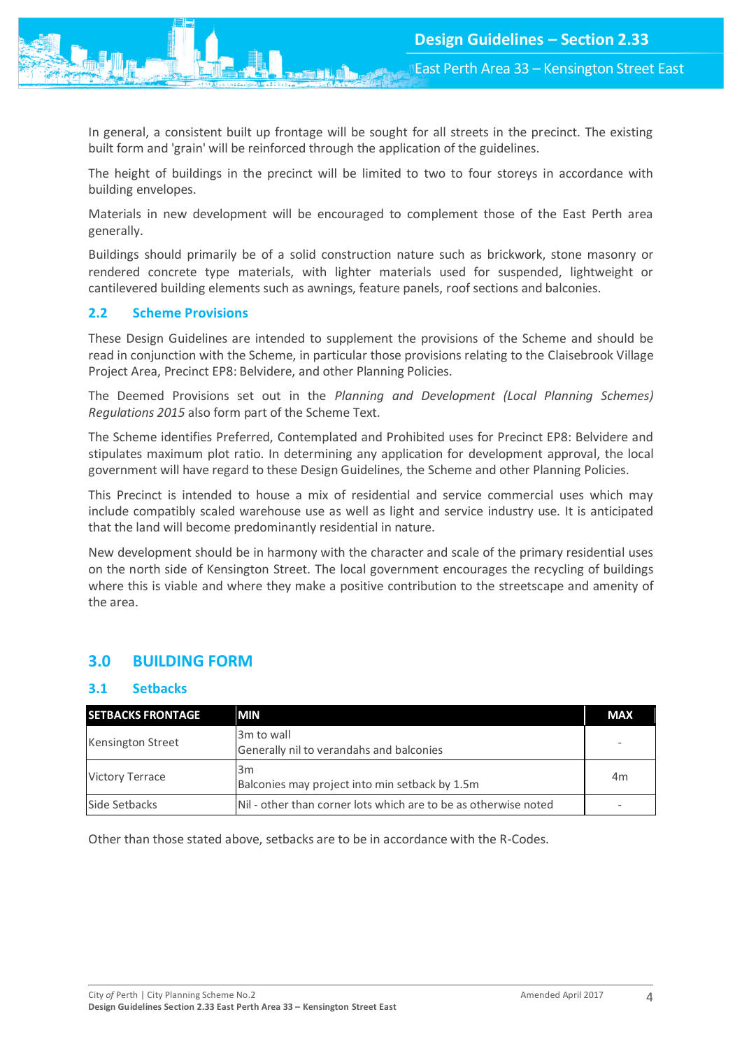In general, a consistent built up frontage will be sought for all streets in the precinct. The existing built form and 'grain' will be reinforced through the application of the guidelines.

The height of buildings in the precinct will be limited to two to four storeys in accordance with building envelopes.

Materials in new development will be encouraged to complement those of the East Perth area generally.

Buildings should primarily be of a solid construction nature such as brickwork, stone masonry or rendered concrete type materials, with lighter materials used for suspended, lightweight or cantilevered building elements such as awnings, feature panels, roof sections and balconies.

### 2.2 Scheme Provisions

These Design Guidelines are intended to supplement the provisions of the Scheme and should be read in conjunction with the Scheme, in particular those provisions relating to the Claisebrook Village Project Area, Precinct EP8: Belvidere, and other Planning Policies.

The Deemed Provisions set out in the *Planning and Development (Local Planning Schemes) Regulations 2015* also form part of the Scheme Text.

The Scheme identifies Preferred, Contemplated and Prohibited uses for Precinct EP8: Belvidere and stipulates maximum plot ratio. In determining any application for development approval, the local government will have regard to these Design Guidelines, the Scheme and other Planning Policies.

This Precinct is intended to house a mix of residential and service commercial uses which may include compatibly scaled warehouse use as well as light and service industry use. It is anticipated that the land will become predominantly residential in nature.

New development should be in harmony with the character and scale of the primary residential uses on the north side of Kensington Street. The local government encourages the recycling of buildings where this is viable and where they make a positive contribution to the streetscape and amenity of the area.

## 3.0 BUILDING FORM

### 3.1 Setbacks

| SETBACKS FRONTAGE | MIN | MAX |
|---|---|---|
| Kensington Street | 3m to wall<br>Generally nil to verandahs and balconies | - |
| Victory Terrace | 3m<br>Balconies may project into min setback by 1.5m | 4m |
| Side Setbacks | Nil - other than corner lots which are to be as otherwise noted | - |

Other than those stated above, setbacks are to be in accordance with the R-Codes.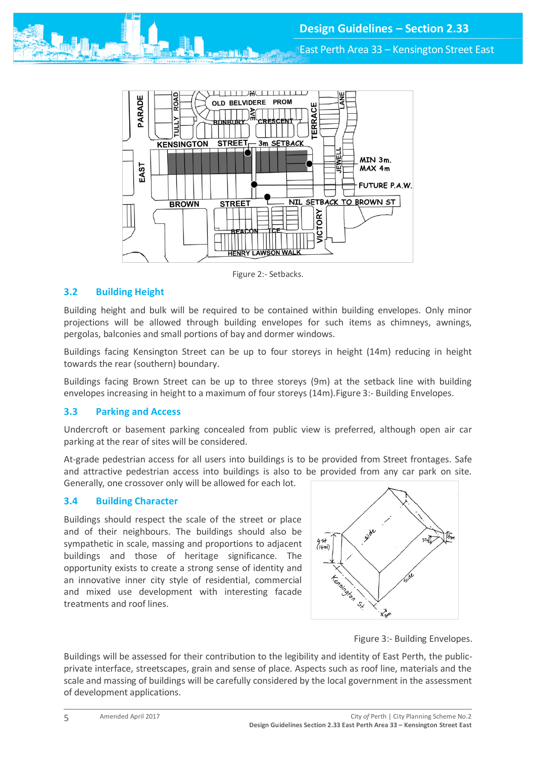Figure 2:- Setbacks.

## 3.2 Building Height

Building height and bulk will be required to be contained within building envelopes. Only minor projections will be allowed through building envelopes for such items as chimneys, awnings, pergolas, balconies and small portions of bay and dormer windows.

Buildings facing Kensington Street can be up to four storeys in height (14m) reducing in height towards the rear (southern) boundary.

Buildings facing Brown Street can be up to three storeys (9m) at the setback line with building envelopes increasing in height to a maximum of four storeys (14m).Figure 3:- Building Envelopes.

## 3.3 Parking and Access

Undercroft or basement parking concealed from public view is preferred, although open air car parking at the rear of sites will be considered.

At-grade pedestrian access for all users into buildings is to be provided from Street frontages. Safe and attractive pedestrian access into buildings is also to be provided from any car park on site. Generally, one crossover only will be allowed for each lot.

## 3.4 Building Character

Buildings should respect the scale of the street or place and of their neighbours. The buildings should also be sympathetic in scale, massing and proportions to adjacent buildings and those of heritage significance. The opportunity exists to create a strong sense of identity and an innovative inner city style of residential, commercial and mixed use development with interesting facade treatments and roof lines.

Figure 3:- Building Envelopes.

Buildings will be assessed for their contribution to the legibility and identity of East Perth, the public-private interface, streetscapes, grain and sense of place. Aspects such as roof line, materials and the scale and massing of buildings will be carefully considered by the local government in the assessment of development applications.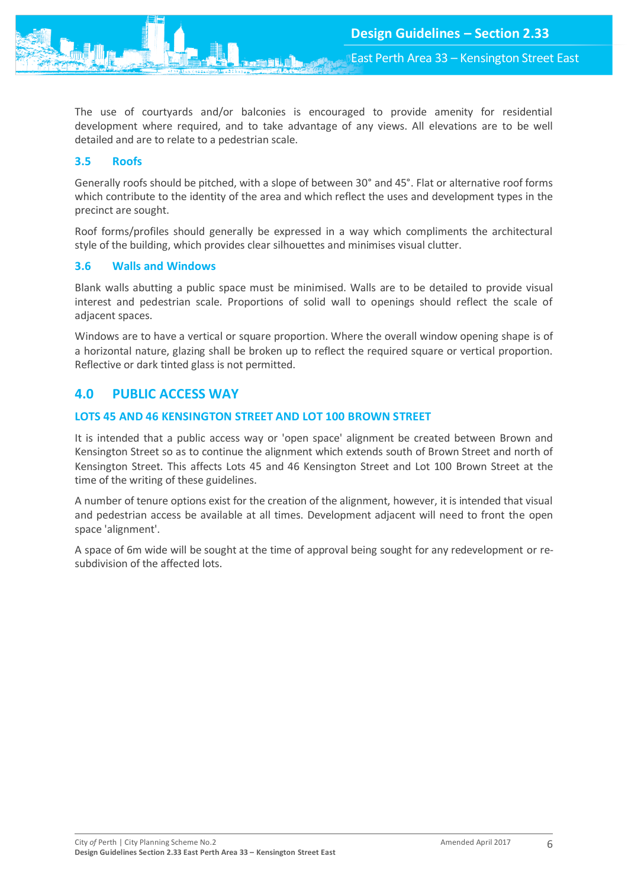The use of courtyards and/or balconies is encouraged to provide amenity for residential development where required, and to take advantage of any views. All elevations are to be well detailed and are to relate to a pedestrian scale.

### 3.5 Roofs

Generally roofs should be pitched, with a slope of between 30° and 45°. Flat or alternative roof forms which contribute to the identity of the area and which reflect the uses and development types in the precinct are sought.

Roof forms/profiles should generally be expressed in a way which compliments the architectural style of the building, which provides clear silhouettes and minimises visual clutter.

### 3.6 Walls and Windows

Blank walls abutting a public space must be minimised. Walls are to be detailed to provide visual interest and pedestrian scale. Proportions of solid wall to openings should reflect the scale of adjacent spaces.

Windows are to have a vertical or square proportion. Where the overall window opening shape is of a horizontal nature, glazing shall be broken up to reflect the required square or vertical proportion. Reflective or dark tinted glass is not permitted.

## 4.0 PUBLIC ACCESS WAY

### LOTS 45 AND 46 KENSINGTON STREET AND LOT 100 BROWN STREET

It is intended that a public access way or 'open space' alignment be created between Brown and Kensington Street so as to continue the alignment which extends south of Brown Street and north of Kensington Street. This affects Lots 45 and 46 Kensington Street and Lot 100 Brown Street at the time of the writing of these guidelines.

A number of tenure options exist for the creation of the alignment, however, it is intended that visual and pedestrian access be available at all times. Development adjacent will need to front the open space 'alignment'.

A space of 6m wide will be sought at the time of approval being sought for any redevelopment or re-subdivision of the affected lots.